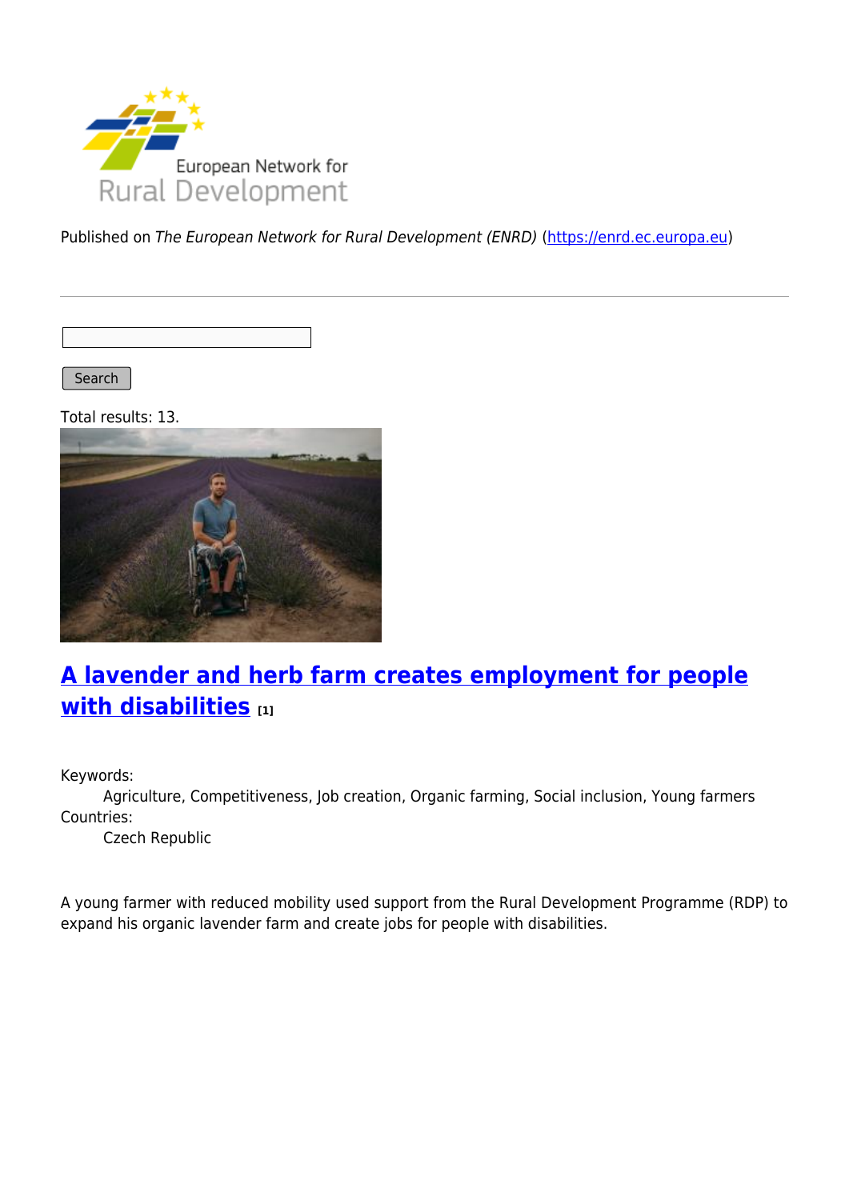Published on *The European Network for Rural Development (ENRD)* (https://enrd.ec.europa.eu)

Search

Total results: 13.

## A lavender and herb farm creates employment for people with disabilities [1]

Keywords:
Agriculture, Competitiveness, Job creation, Organic farming, Social inclusion, Young farmers

Countries:
Czech Republic

A young farmer with reduced mobility used support from the Rural Development Programme (RDP) to expand his organic lavender farm and create jobs for people with disabilities.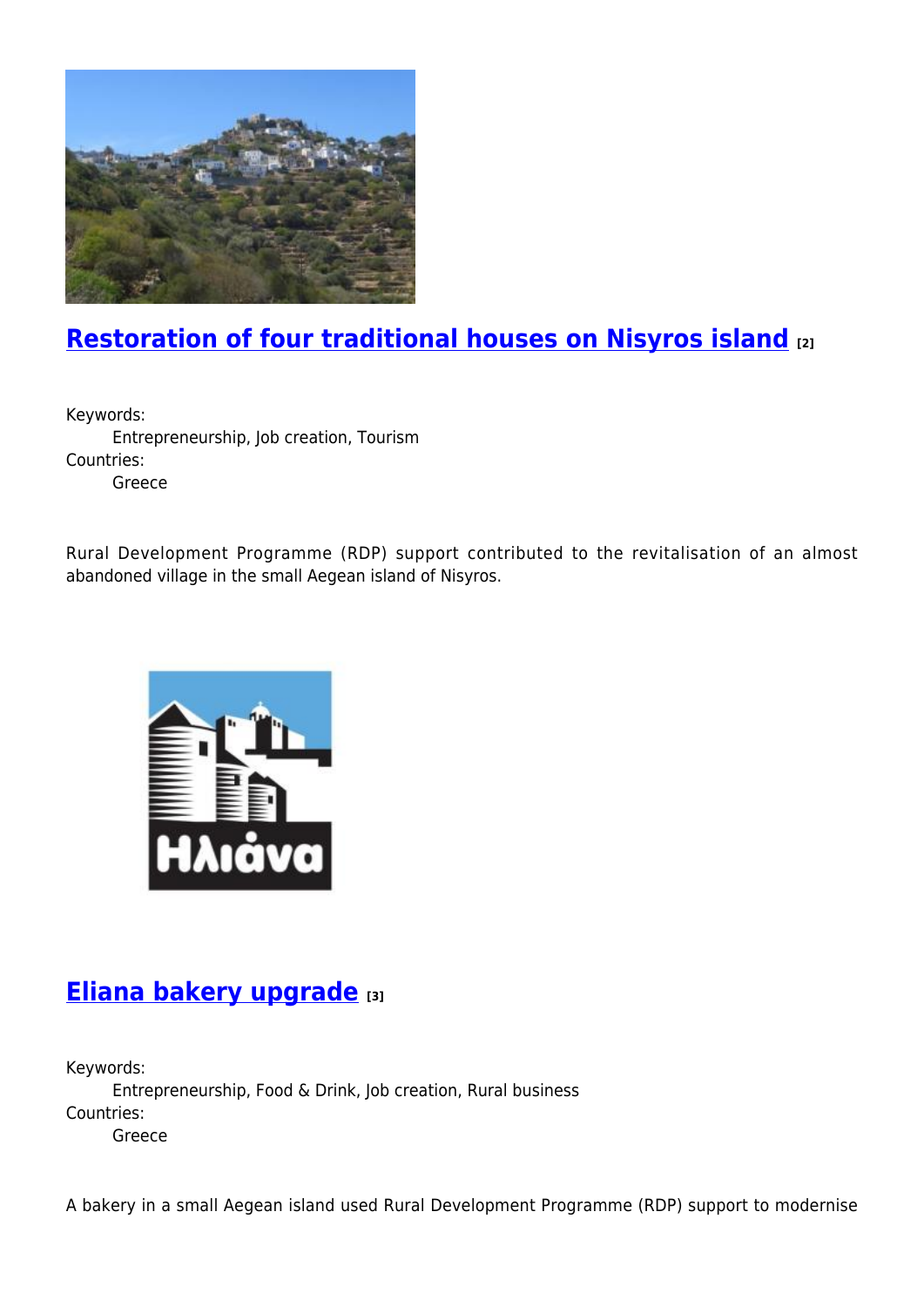## Restoration of four traditional houses on Nisyros island [2]

Keywords:
Entrepreneurship, Job creation, Tourism
Countries:
Greece

Rural Development Programme (RDP) support contributed to the revitalisation of an almost abandoned village in the small Aegean island of Nisyros.

## Eliana bakery upgrade [3]

Keywords:
Entrepreneurship, Food & Drink, Job creation, Rural business
Countries:
Greece

A bakery in a small Aegean island used Rural Development Programme (RDP) support to modernise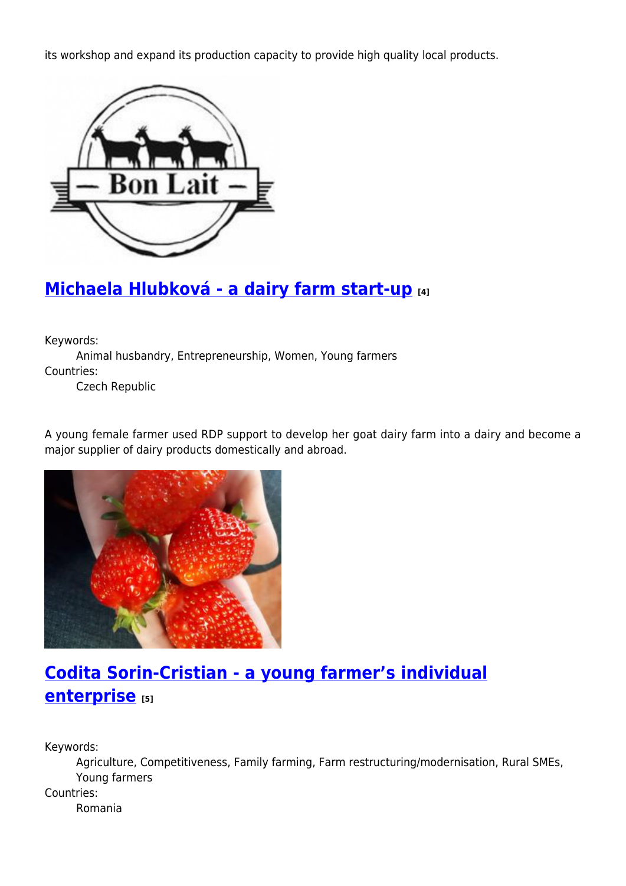its workshop and expand its production capacity to provide high quality local products.

## [Michaela Hlubková - a dairy farm start-up](#) [4]

Keywords:
: Animal husbandry, Entrepreneurship, Women, Young farmers

Countries:
: Czech Republic

A young female farmer used RDP support to develop her goat dairy farm into a dairy and become a major supplier of dairy products domestically and abroad.

## [Codita Sorin-Cristian - a young farmer's individual enterprise](#) [5]

Keywords:
: Agriculture, Competitiveness, Family farming, Farm restructuring/modernisation, Rural SMEs, Young farmers

Countries:
: Romania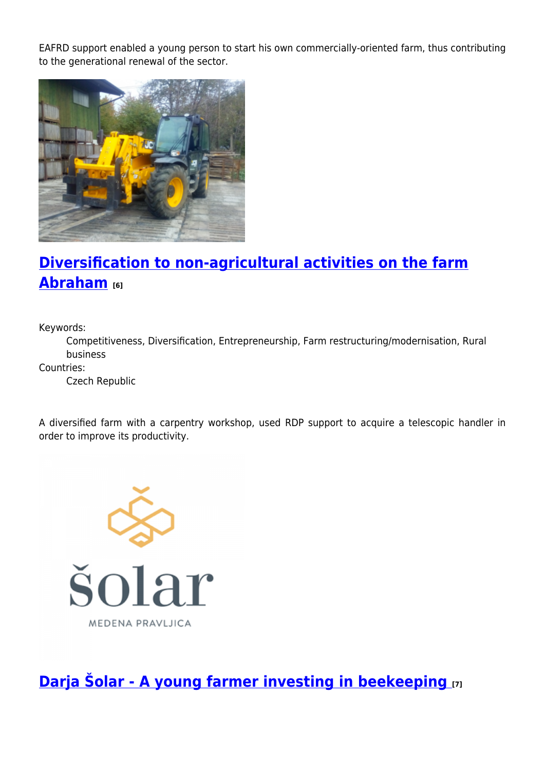EAFRD support enabled a young person to start his own commercially-oriented farm, thus contributing to the generational renewal of the sector.

## Diversification to non-agricultural activities on the farm Abraham [6]

Keywords:
: Competitiveness, Diversification, Entrepreneurship, Farm restructuring/modernisation, Rural business

Countries:
: Czech Republic

A diversified farm with a carpentry workshop, used RDP support to acquire a telescopic handler in order to improve its productivity.

## Darja Šolar - A young farmer investing in beekeeping [7]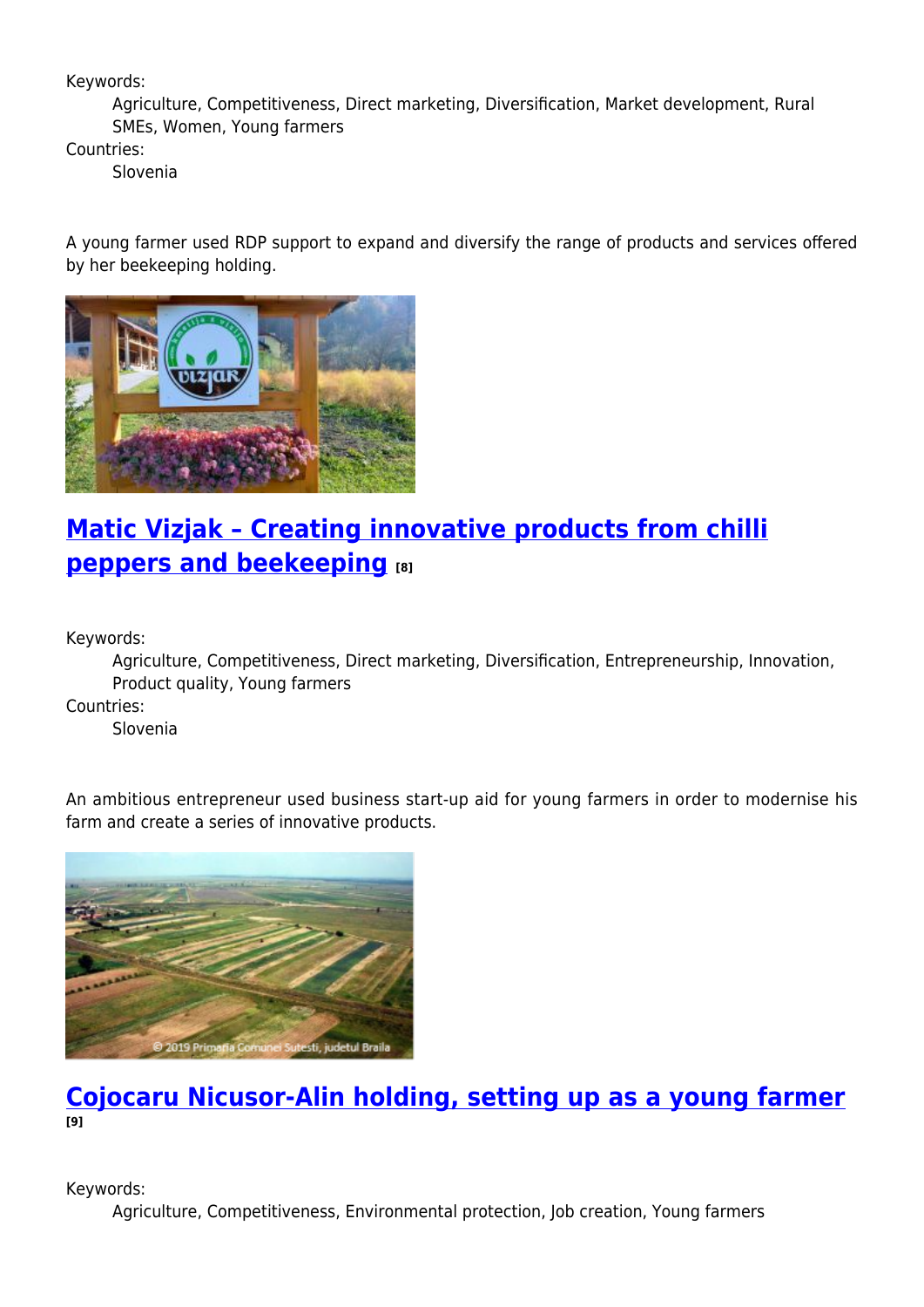Keywords:
Agriculture, Competitiveness, Direct marketing, Diversification, Market development, Rural SMEs, Women, Young farmers

Countries:
Slovenia

A young farmer used RDP support to expand and diversify the range of products and services offered by her beekeeping holding.

## Matic Vizjak – Creating innovative products from chilli peppers and beekeeping [8]

Keywords:
Agriculture, Competitiveness, Direct marketing, Diversification, Entrepreneurship, Innovation, Product quality, Young farmers

Countries:
Slovenia

An ambitious entrepreneur used business start-up aid for young farmers in order to modernise his farm and create a series of innovative products.

## Cojocaru Nicusor-Alin holding, setting up as a young farmer [9]

Keywords:
Agriculture, Competitiveness, Environmental protection, Job creation, Young farmers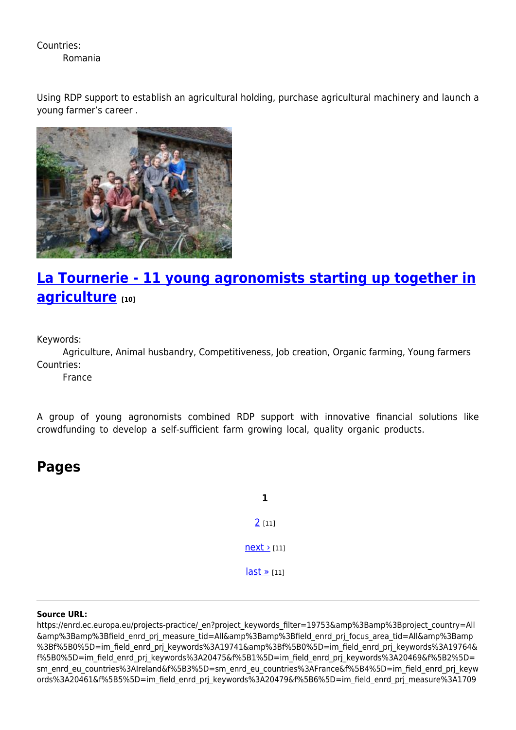Countries:
    Romania

Using RDP support to establish an agricultural holding, purchase agricultural machinery and launch a young farmer's career .

## La Tournerie - 11 young agronomists starting up together in agriculture [10]

Keywords:
    Agriculture, Animal husbandry, Competitiveness, Job creation, Organic farming, Young farmers
Countries:
    France

A group of young agronomists combined RDP support with innovative financial solutions like crowdfunding to develop a self-sufficient farm growing local, quality organic products.

## Pages

**1**

2 [11]

next › [11]

last » [11]

**Source URL:**
https://enrd.ec.europa.eu/projects-practice/_en?project_keywords_filter=19753&amp%3Bamp%3Bproject_country=All&amp%3Bamp%3Bfield_enrd_prj_measure_tid=All&amp%3Bamp%3Bfield_enrd_prj_focus_area_tid=All&amp%3Bamp%3Bf%5B0%5D=im_field_enrd_prj_keywords%3A19741&amp%3Bf%5B0%5D=im_field_enrd_prj_keywords%3A19764&f%5B0%5D=im_field_enrd_prj_keywords%3A20475&f%5B1%5D=im_field_enrd_prj_keywords%3A20469&f%5B2%5D=sm_enrd_eu_countries%3AIreland&f%5B3%5D=sm_enrd_eu_countries%3AFrance&f%5B4%5D=im_field_enrd_prj_keywords%3A20461&f%5B5%5D=im_field_enrd_prj_keywords%3A20479&f%5B6%5D=im_field_enrd_prj_measure%3A1709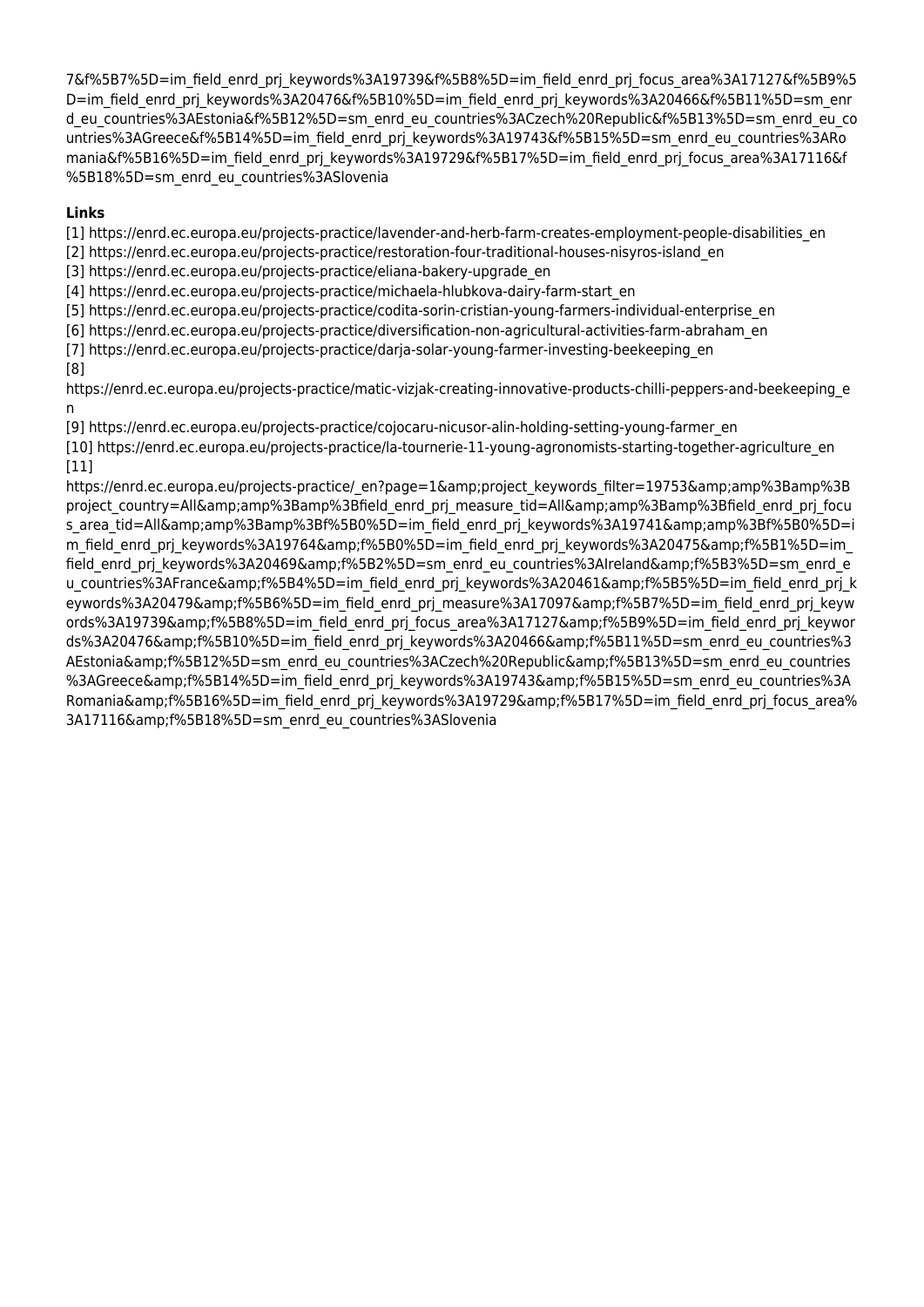7&f%5B7%5D=im_field_enrd_prj_keywords%3A19739&f%5B8%5D=im_field_enrd_prj_focus_area%3A17127&f%5B9%5D=im_field_enrd_prj_keywords%3A20476&f%5B10%5D=im_field_enrd_prj_keywords%3A20466&f%5B11%5D=sm_enrd_eu_countries%3AEstonia&f%5B12%5D=sm_enrd_eu_countries%3ACzech%20Republic&f%5B13%5D=sm_enrd_eu_countries%3AGreece&f%5B14%5D=im_field_enrd_prj_keywords%3A19743&f%5B15%5D=sm_enrd_eu_countries%3ARomania&f%5B16%5D=im_field_enrd_prj_keywords%3A19729&f%5B17%5D=im_field_enrd_prj_focus_area%3A17116&f%5B18%5D=sm_enrd_eu_countries%3ASlovenia

**Links**

[1] https://enrd.ec.europa.eu/projects-practice/lavender-and-herb-farm-creates-employment-people-disabilities_en
[2] https://enrd.ec.europa.eu/projects-practice/restoration-four-traditional-houses-nisyros-island_en
[3] https://enrd.ec.europa.eu/projects-practice/eliana-bakery-upgrade_en
[4] https://enrd.ec.europa.eu/projects-practice/michaela-hlubkova-dairy-farm-start_en
[5] https://enrd.ec.europa.eu/projects-practice/codita-sorin-cristian-young-farmers-individual-enterprise_en
[6] https://enrd.ec.europa.eu/projects-practice/diversification-non-agricultural-activities-farm-abraham_en
[7] https://enrd.ec.europa.eu/projects-practice/darja-solar-young-farmer-investing-beekeeping_en
[8] https://enrd.ec.europa.eu/projects-practice/matic-vizjak-creating-innovative-products-chilli-peppers-and-beekeeping_en
[9] https://enrd.ec.europa.eu/projects-practice/cojocaru-nicusor-alin-holding-setting-young-farmer_en
[10] https://enrd.ec.europa.eu/projects-practice/la-tournerie-11-young-agronomists-starting-together-agriculture_en
[11] https://enrd.ec.europa.eu/projects-practice/_en?page=1&amp;project_keywords_filter=19753&amp;amp%3Bamp%3Bproject_country=All&amp;amp%3Bamp%3Bfield_enrd_prj_measure_tid=All&amp;amp%3Bamp%3Bfield_enrd_prj_focus_area_tid=All&amp;amp%3Bamp%3Bf%5B0%5D=im_field_enrd_prj_keywords%3A19741&amp;amp%3Bf%5B0%5D=im_field_enrd_prj_keywords%3A19764&amp;f%5B0%5D=im_field_enrd_prj_keywords%3A20475&amp;f%5B1%5D=im_field_enrd_prj_keywords%3A20469&amp;f%5B2%5D=sm_enrd_eu_countries%3AIreland&amp;f%5B3%5D=sm_enrd_eu_countries%3AFrance&amp;f%5B4%5D=im_field_enrd_prj_keywords%3A20461&amp;f%5B5%5D=im_field_enrd_prj_keywords%3A20479&amp;f%5B6%5D=im_field_enrd_prj_measure%3A17097&amp;f%5B7%5D=im_field_enrd_prj_keywords%3A19739&amp;f%5B8%5D=im_field_enrd_prj_focus_area%3A17127&amp;f%5B9%5D=im_field_enrd_prj_keywords%3A20476&amp;f%5B10%5D=im_field_enrd_prj_keywords%3A20466&amp;f%5B11%5D=sm_enrd_eu_countries%3AEstonia&amp;f%5B12%5D=sm_enrd_eu_countries%3ACzech%20Republic&amp;f%5B13%5D=sm_enrd_eu_countries%3AGreece&amp;f%5B14%5D=im_field_enrd_prj_keywords%3A19743&amp;f%5B15%5D=sm_enrd_eu_countries%3ARomania&amp;f%5B16%5D=im_field_enrd_prj_keywords%3A19729&amp;f%5B17%5D=im_field_enrd_prj_focus_area%3A17116&amp;f%5B18%5D=sm_enrd_eu_countries%3ASlovenia